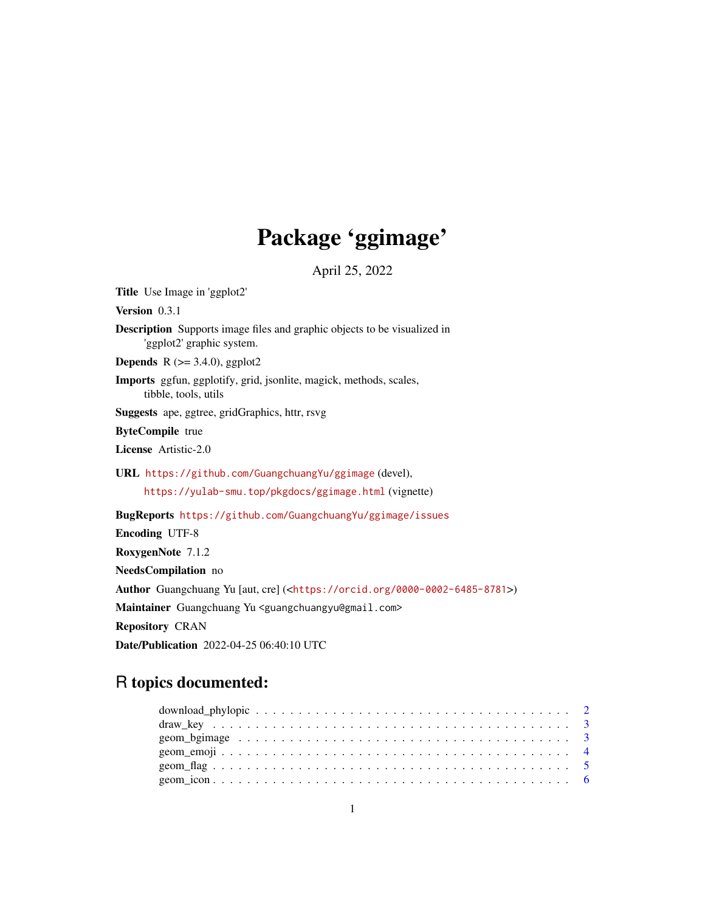# Package 'ggimage'

April 25, 2022

**Title** Use Image in 'ggplot2'

**Version** 0.3.1

**Description** Supports image files and graphic objects to be visualized in 'ggplot2' graphic system.

**Depends** R (>= 3.4.0), ggplot2

**Imports** ggfun, ggplotify, grid, jsonlite, magick, methods, scales, tibble, tools, utils

**Suggests** ape, ggtree, gridGraphics, httr, rsvg

**ByteCompile** true

**License** Artistic-2.0

**URL** https://github.com/GuangchuangYu/ggimage (devel), https://yulab-smu.top/pkgdocs/ggimage.html (vignette)

**BugReports** https://github.com/GuangchuangYu/ggimage/issues

**Encoding** UTF-8

**RoxygenNote** 7.1.2

**NeedsCompilation** no

**Author** Guangchuang Yu [aut, cre] (<https://orcid.org/0000-0002-6485-8781>)

**Maintainer** Guangchuang Yu <guangchuangyu@gmail.com>

**Repository** CRAN

**Date/Publication** 2022-04-25 06:40:10 UTC

## R topics documented:

- download_phylopic . . . . . . . . . . . . . . . . . . . . . . . . . . . . . . . . . . . . 2
- draw_key . . . . . . . . . . . . . . . . . . . . . . . . . . . . . . . . . . . . 3
- geom_bgimage . . . . . . . . . . . . . . . . . . . . . . . . . . . . . . . . . . . . 3
- geom_emoji . . . . . . . . . . . . . . . . . . . . . . . . . . . . . . . . . . . . 4
- geom_flag . . . . . . . . . . . . . . . . . . . . . . . . . . . . . . . . . . . . 5
- geom_icon . . . . . . . . . . . . . . . . . . . . . . . . . . . . . . . . . . . . 6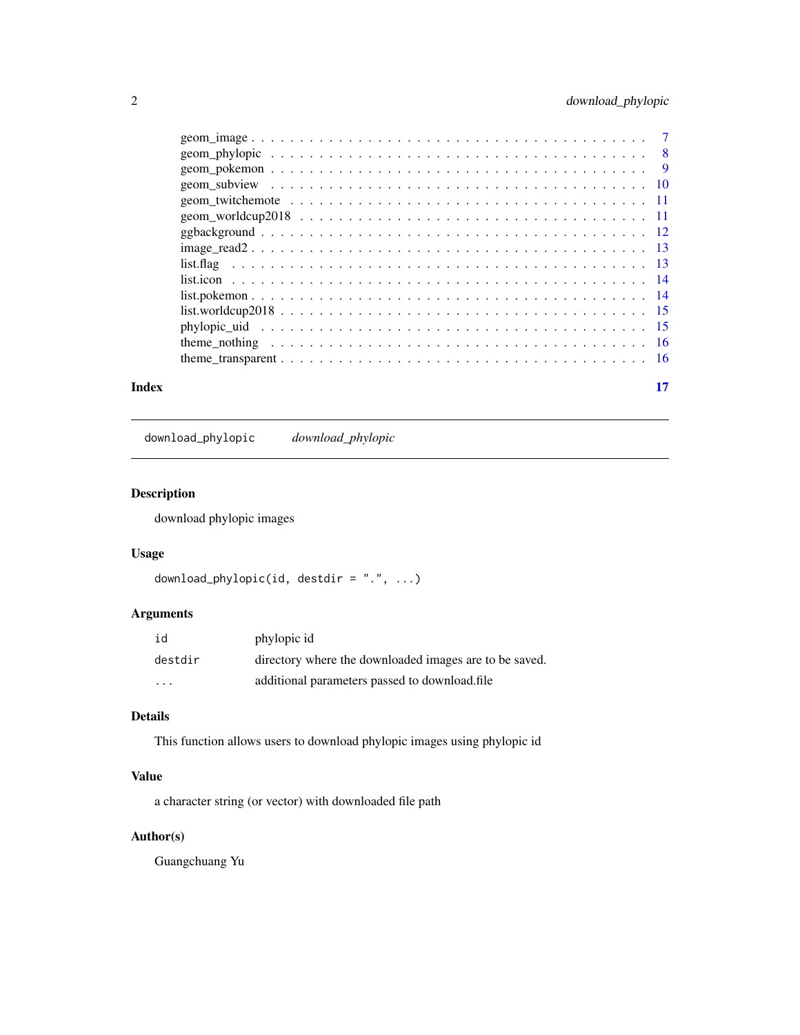| | |
|---|---|
| geom_image | 7 |
| geom_phylopic | 8 |
| geom_pokemon | 9 |
| geom_subview | 10 |
| geom_twitchemote | 11 |
| geom_worldcup2018 | 11 |
| ggbackground | 12 |
| image_read2 | 13 |
| list.flag | 13 |
| list.icon | 14 |
| list.pokemon | 14 |
| list.worldcup2018 | 15 |
| phylopic_uid | 15 |
| theme_nothing | 16 |
| theme_transparent | 16 |

**Index** 17

---

`download_phylopic` *download_phylopic*

---

## Description

download phylopic images

## Usage

```
download_phylopic(id, destdir = ".", ...)
```

## Arguments

| | |
|---|---|
| `id` | phylopic id |
| `destdir` | directory where the downloaded images are to be saved. |
| `...` | additional parameters passed to download.file |

## Details

This function allows users to download phylopic images using phylopic id

## Value

a character string (or vector) with downloaded file path

## Author(s)

Guangchuang Yu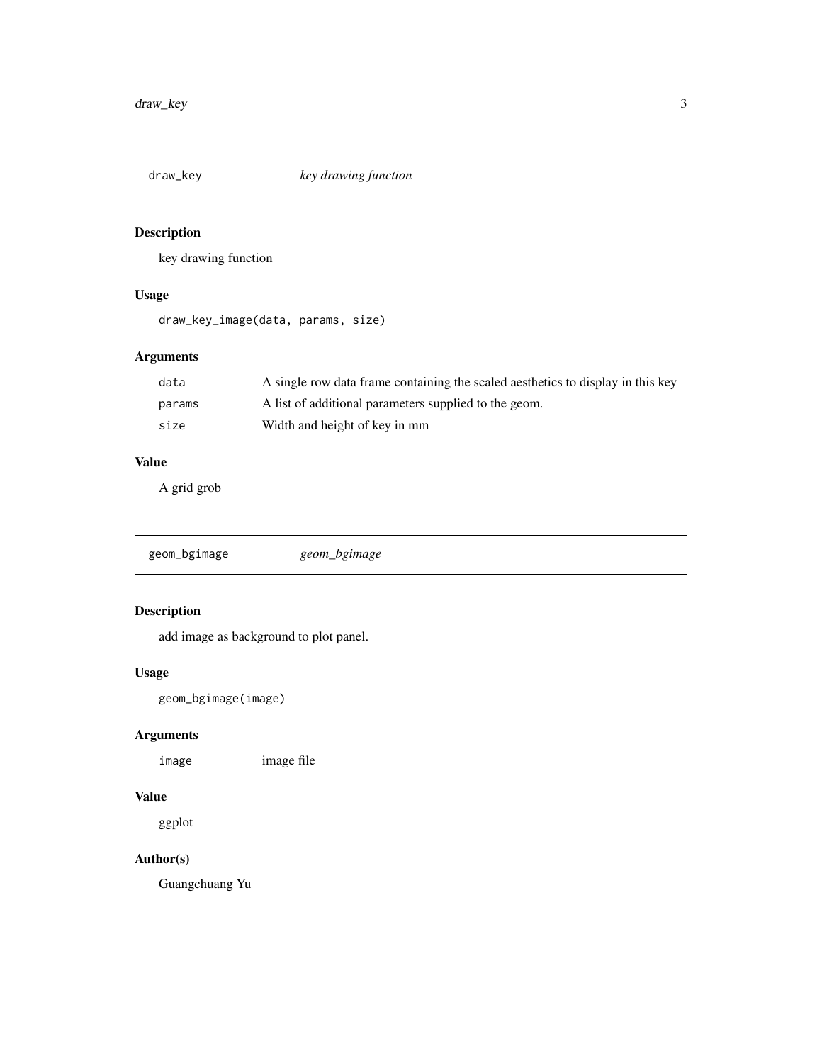## draw_key — *key drawing function*

### Description

key drawing function

### Usage

```
draw_key_image(data, params, size)
```

### Arguments

| | |
|---|---|
| data | A single row data frame containing the scaled aesthetics to display in this key |
| params | A list of additional parameters supplied to the geom. |
| size | Width and height of key in mm |

### Value

A grid grob

## geom_bgimage — *geom_bgimage*

### Description

add image as background to plot panel.

### Usage

```
geom_bgimage(image)
```

### Arguments

| | |
|---|---|
| image | image file |

### Value

ggplot

### Author(s)

Guangchuang Yu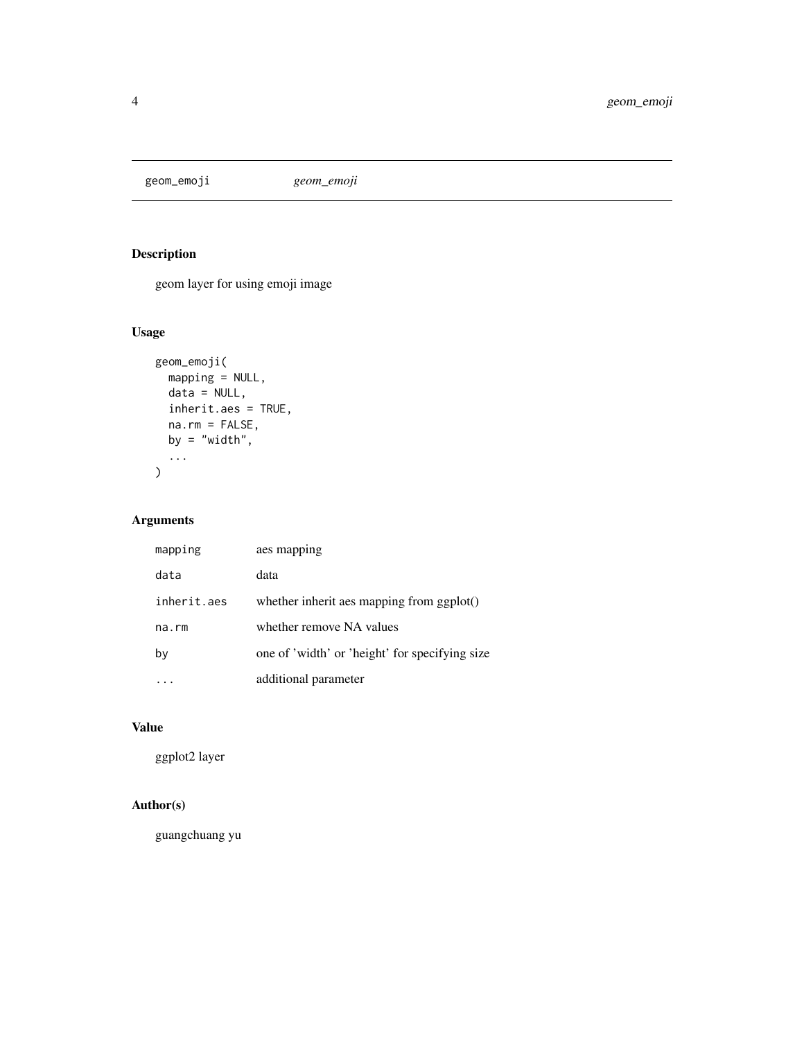# geom_emoji

*geom_emoji*

## Description

geom layer for using emoji image

## Usage

```
geom_emoji(
  mapping = NULL,
  data = NULL,
  inherit.aes = TRUE,
  na.rm = FALSE,
  by = "width",
  ...
)
```

## Arguments

| | |
|---|---|
| mapping | aes mapping |
| data | data |
| inherit.aes | whether inherit aes mapping from ggplot() |
| na.rm | whether remove NA values |
| by | one of 'width' or 'height' for specifying size |
| ... | additional parameter |

## Value

ggplot2 layer

## Author(s)

guangchuang yu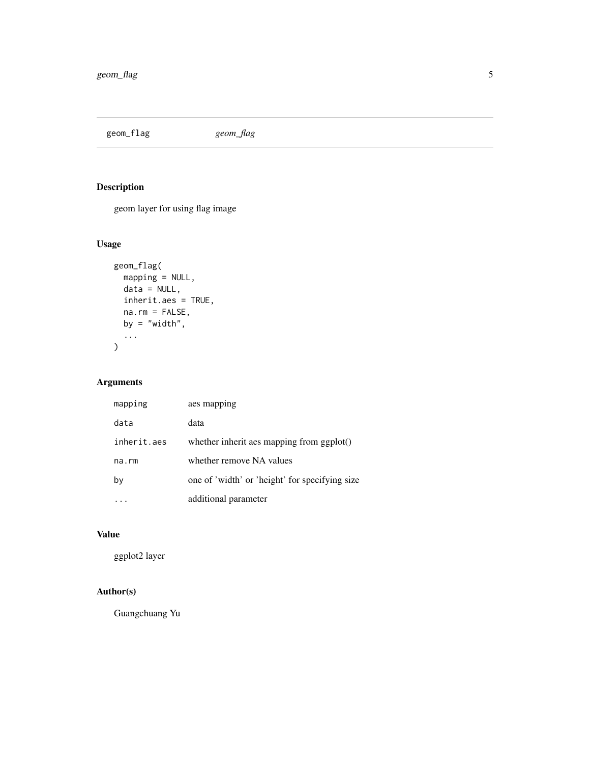# geom_flag

*geom_flag*

## Description

geom layer for using flag image

## Usage

```
geom_flag(
  mapping = NULL,
  data = NULL,
  inherit.aes = TRUE,
  na.rm = FALSE,
  by = "width",
  ...
)
```

## Arguments

| | |
|---|---|
| mapping | aes mapping |
| data | data |
| inherit.aes | whether inherit aes mapping from ggplot() |
| na.rm | whether remove NA values |
| by | one of 'width' or 'height' for specifying size |
| ... | additional parameter |

## Value

ggplot2 layer

## Author(s)

Guangchuang Yu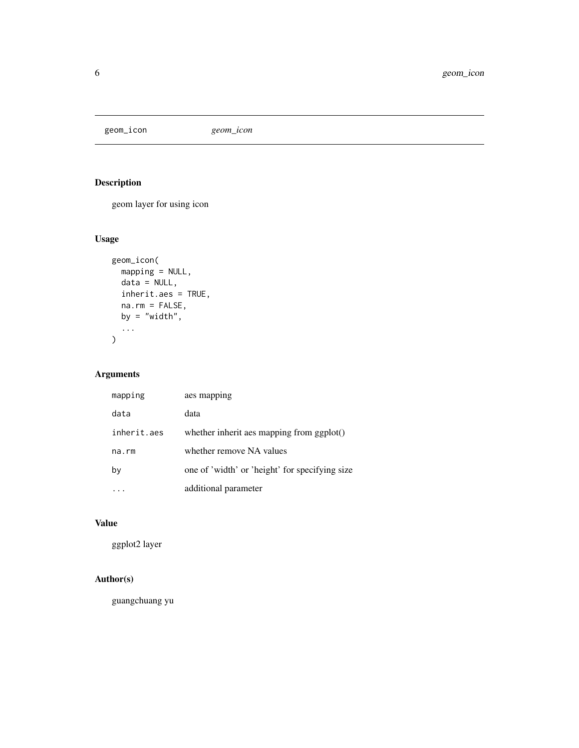geom_icon *geom_icon*

## Description

geom layer for using icon

## Usage

```
geom_icon(
  mapping = NULL,
  data = NULL,
  inherit.aes = TRUE,
  na.rm = FALSE,
  by = "width",
  ...
)
```

## Arguments

| | |
|---|---|
| mapping | aes mapping |
| data | data |
| inherit.aes | whether inherit aes mapping from ggplot() |
| na.rm | whether remove NA values |
| by | one of 'width' or 'height' for specifying size |
| ... | additional parameter |

## Value

ggplot2 layer

## Author(s)

guangchuang yu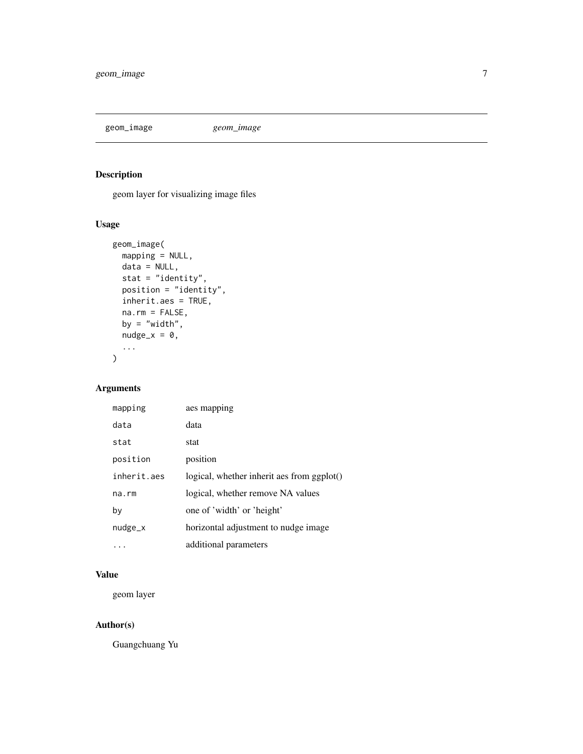`geom_image` *geom_image*

## Description

geom layer for visualizing image files

## Usage

```
geom_image(
  mapping = NULL,
  data = NULL,
  stat = "identity",
  position = "identity",
  inherit.aes = TRUE,
  na.rm = FALSE,
  by = "width",
  nudge_x = 0,
  ...
)
```

## Arguments

| | |
|---|---|
| `mapping` | aes mapping |
| `data` | data |
| `stat` | stat |
| `position` | position |
| `inherit.aes` | logical, whether inherit aes from ggplot() |
| `na.rm` | logical, whether remove NA values |
| `by` | one of 'width' or 'height' |
| `nudge_x` | horizontal adjustment to nudge image |
| `...` | additional parameters |

## Value

geom layer

## Author(s)

Guangchuang Yu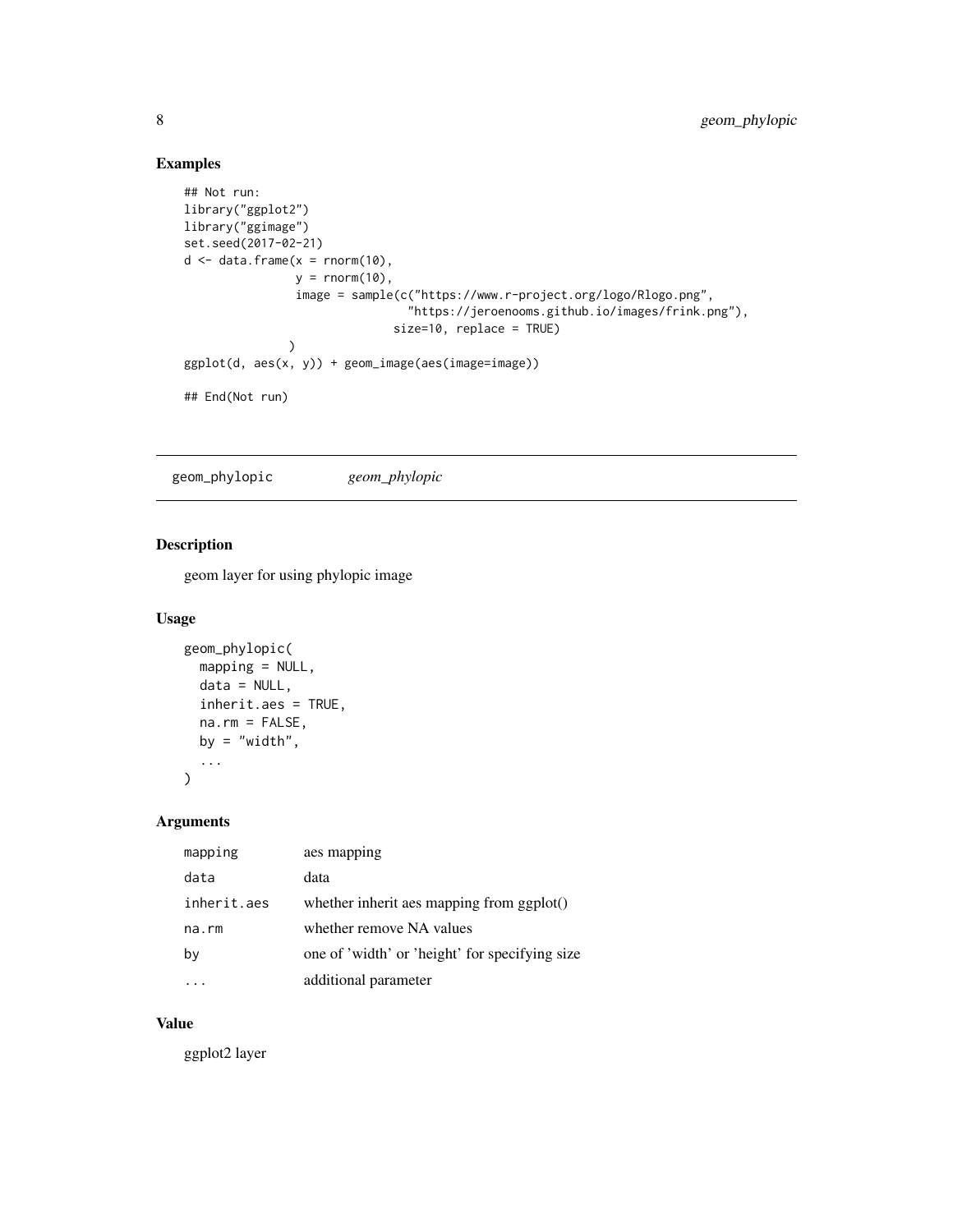## Examples

```
## Not run:
library("ggplot2")
library("ggimage")
set.seed(2017-02-21)
d <- data.frame(x = rnorm(10),
                y = rnorm(10),
                image = sample(c("https://www.r-project.org/logo/Rlogo.png",
                                 "https://jeroenooms.github.io/images/frink.png"),
                               size=10, replace = TRUE)
               )
ggplot(d, aes(x, y)) + geom_image(aes(image=image))

## End(Not run)
```

---

# geom_phylopic *geom_phylopic*

## Description

geom layer for using phylopic image

## Usage

```
geom_phylopic(
  mapping = NULL,
  data = NULL,
  inherit.aes = TRUE,
  na.rm = FALSE,
  by = "width",
  ...
)
```

## Arguments

| | |
|---|---|
| mapping | aes mapping |
| data | data |
| inherit.aes | whether inherit aes mapping from ggplot() |
| na.rm | whether remove NA values |
| by | one of 'width' or 'height' for specifying size |
| ... | additional parameter |

## Value

ggplot2 layer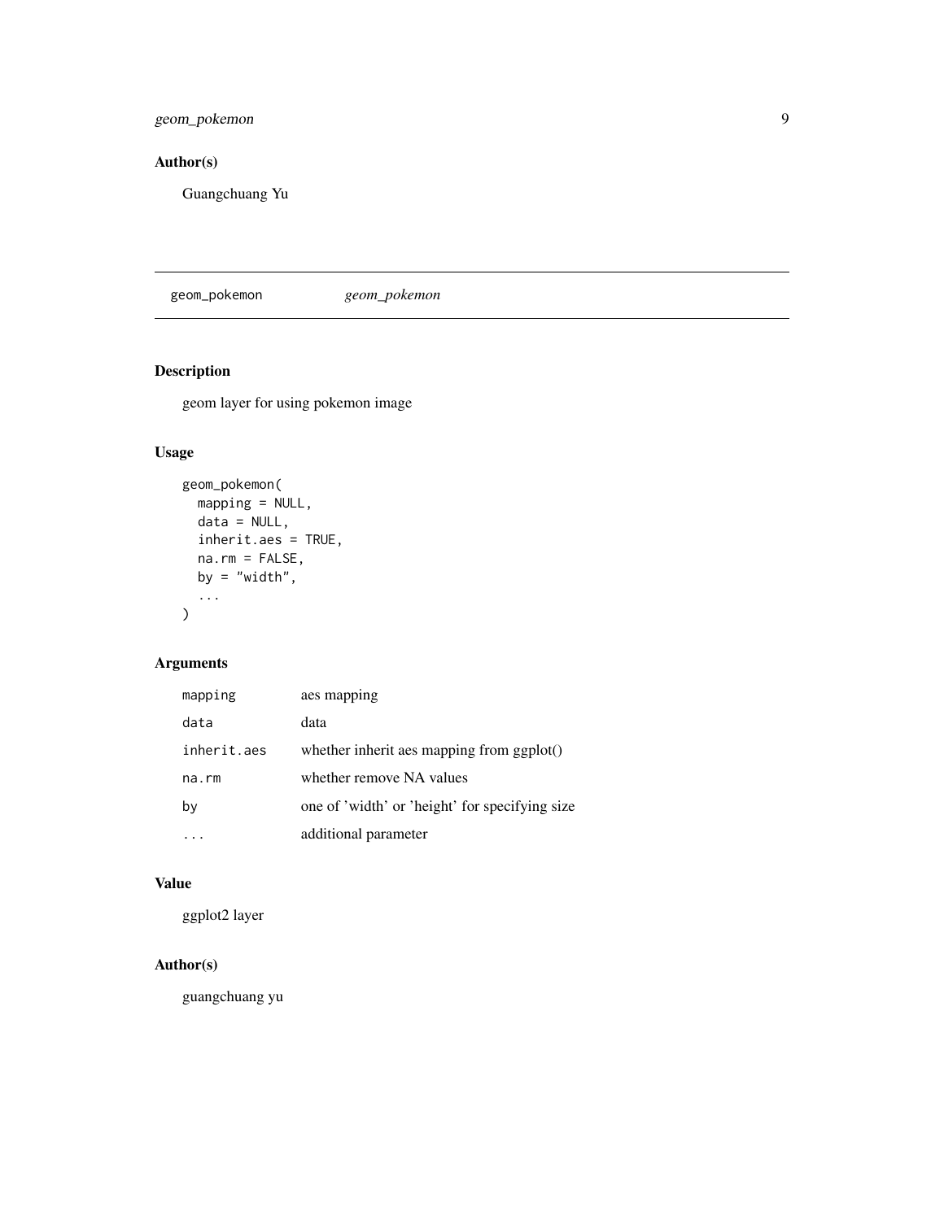## Author(s)

Guangchuang Yu

---

geom_pokemon *geom_pokemon*

---

## Description

geom layer for using pokemon image

## Usage

```
geom_pokemon(
  mapping = NULL,
  data = NULL,
  inherit.aes = TRUE,
  na.rm = FALSE,
  by = "width",
  ...
)
```

## Arguments

| | |
|---|---|
| mapping | aes mapping |
| data | data |
| inherit.aes | whether inherit aes mapping from ggplot() |
| na.rm | whether remove NA values |
| by | one of 'width' or 'height' for specifying size |
| ... | additional parameter |

## Value

ggplot2 layer

## Author(s)

guangchuang yu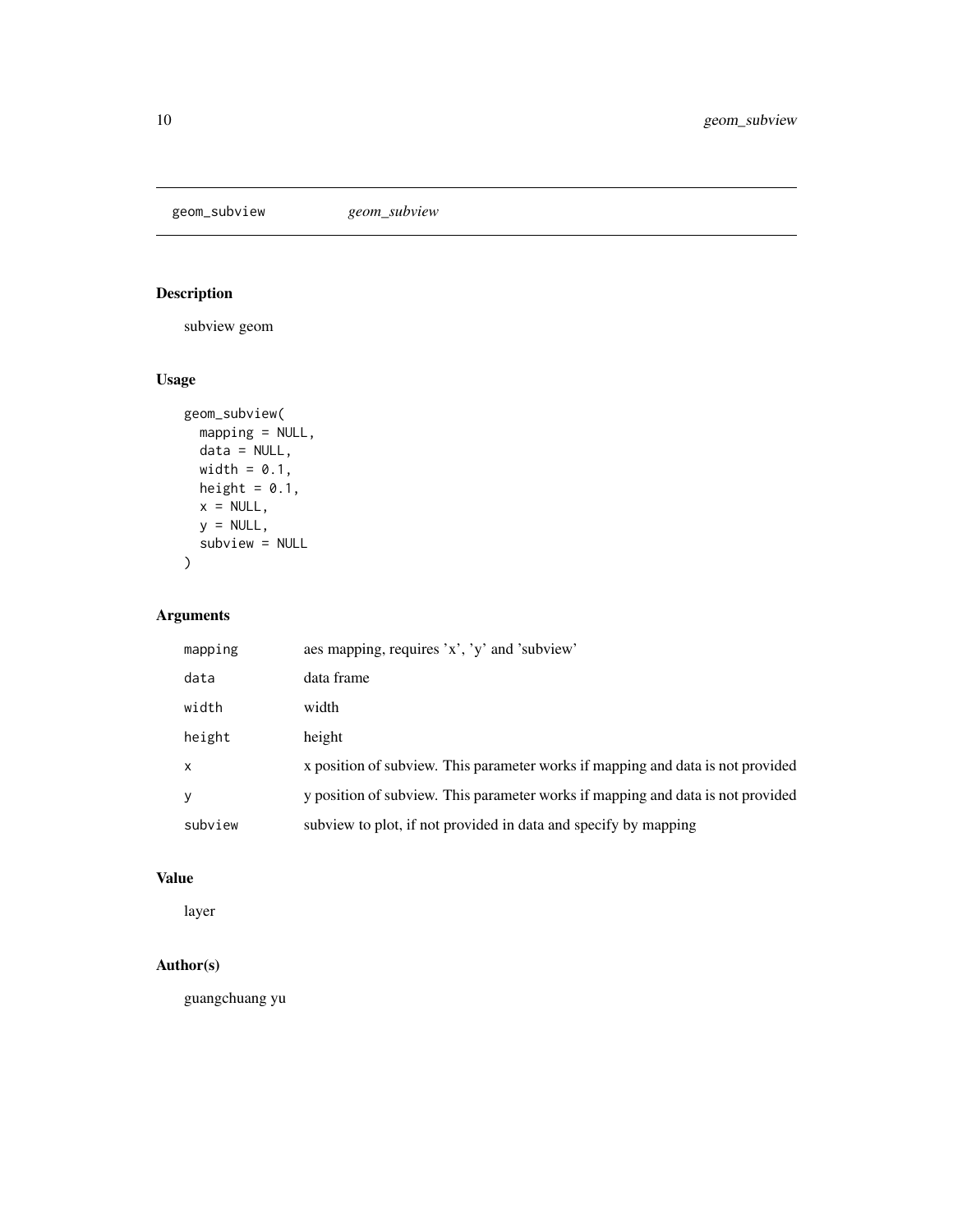geom_subview *geom_subview*

## Description

subview geom

## Usage

```
geom_subview(
  mapping = NULL,
  data = NULL,
  width = 0.1,
  height = 0.1,
  x = NULL,
  y = NULL,
  subview = NULL
)
```

## Arguments

| | |
|---|---|
| mapping | aes mapping, requires 'x', 'y' and 'subview' |
| data | data frame |
| width | width |
| height | height |
| x | x position of subview. This parameter works if mapping and data is not provided |
| y | y position of subview. This parameter works if mapping and data is not provided |
| subview | subview to plot, if not provided in data and specify by mapping |

## Value

layer

## Author(s)

guangchuang yu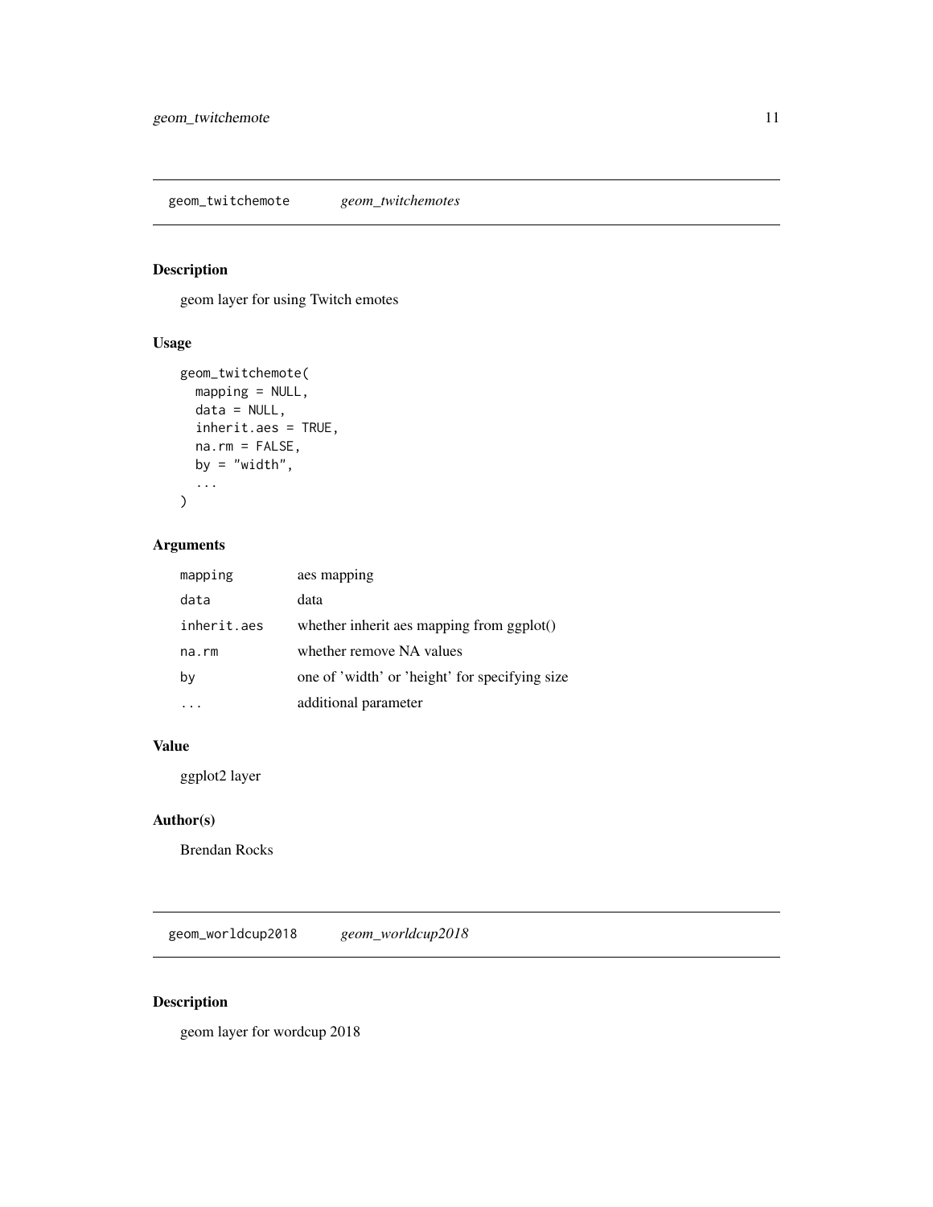## geom_twitchemote *geom_twitchemotes*

### Description

geom layer for using Twitch emotes

### Usage

```
geom_twitchemote(
  mapping = NULL,
  data = NULL,
  inherit.aes = TRUE,
  na.rm = FALSE,
  by = "width",
  ...
)
```

### Arguments

| | |
|---|---|
| mapping | aes mapping |
| data | data |
| inherit.aes | whether inherit aes mapping from ggplot() |
| na.rm | whether remove NA values |
| by | one of 'width' or 'height' for specifying size |
| ... | additional parameter |

### Value

ggplot2 layer

### Author(s)

Brendan Rocks

## geom_worldcup2018 *geom_worldcup2018*

### Description

geom layer for wordcup 2018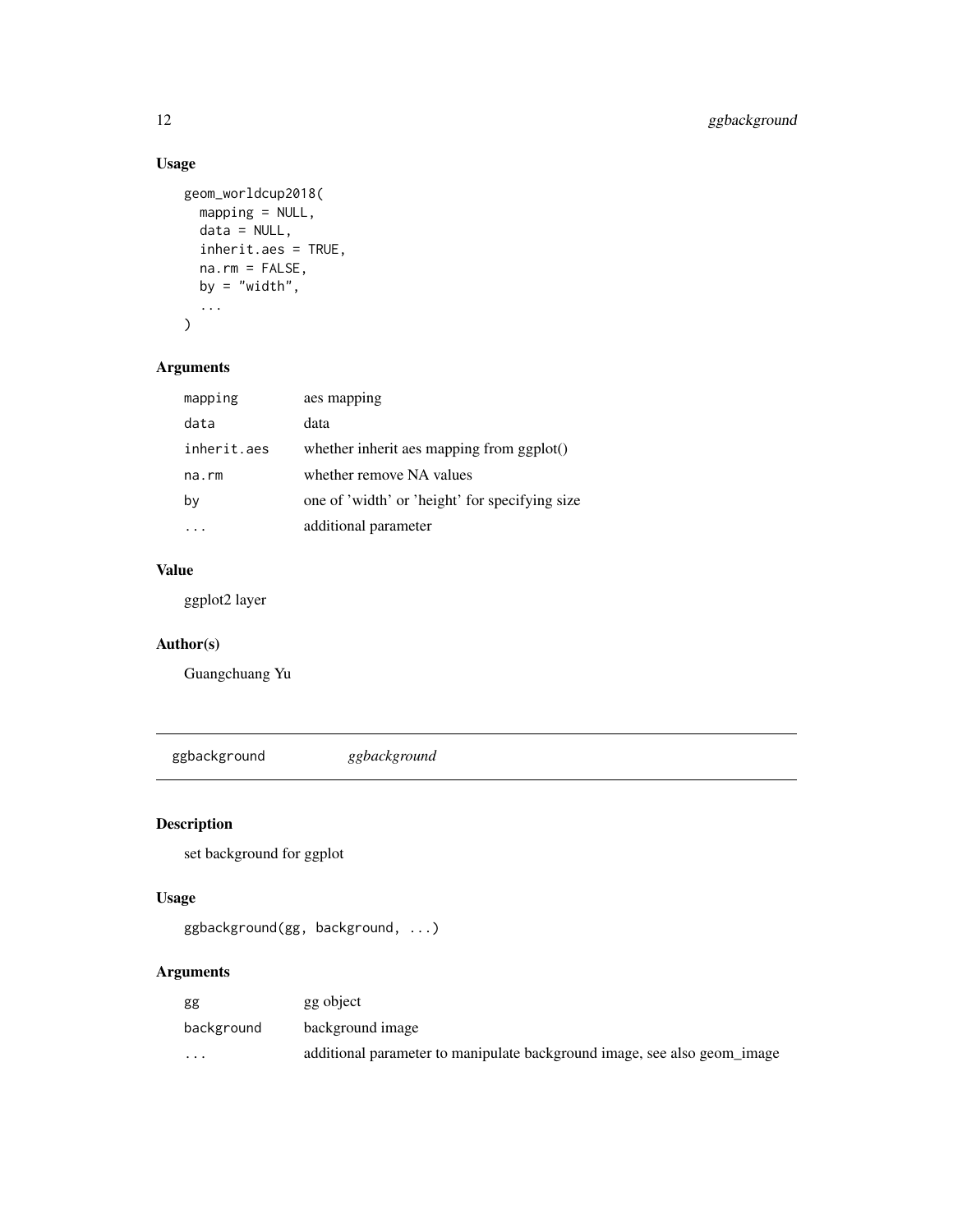## Usage

```
geom_worldcup2018(
  mapping = NULL,
  data = NULL,
  inherit.aes = TRUE,
  na.rm = FALSE,
  by = "width",
  ...
)
```

## Arguments

| | |
|---|---|
| mapping | aes mapping |
| data | data |
| inherit.aes | whether inherit aes mapping from ggplot() |
| na.rm | whether remove NA values |
| by | one of 'width' or 'height' for specifying size |
| ... | additional parameter |

## Value

ggplot2 layer

## Author(s)

Guangchuang Yu

---

# ggbackground *ggbackground*

## Description

set background for ggplot

## Usage

```
ggbackground(gg, background, ...)
```

## Arguments

| | |
|---|---|
| gg | gg object |
| background | background image |
| ... | additional parameter to manipulate background image, see also geom_image |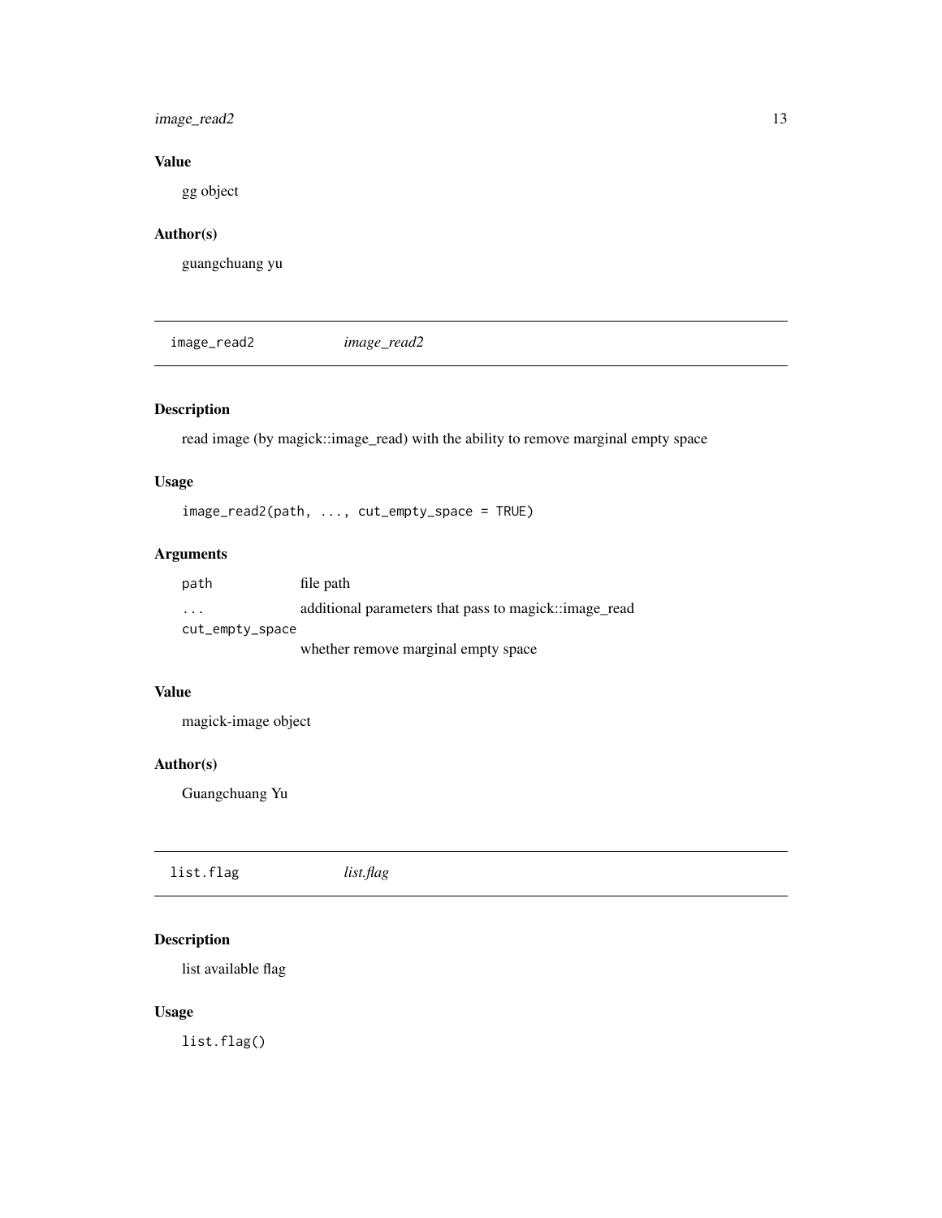### Value

gg object

### Author(s)

guangchuang yu

---

## image_read2 *image_read2*

### Description

read image (by magick::image_read) with the ability to remove marginal empty space

### Usage

```
image_read2(path, ..., cut_empty_space = TRUE)
```

### Arguments

| | |
|---|---|
| `path` | file path |
| `...` | additional parameters that pass to magick::image_read |
| `cut_empty_space` | whether remove marginal empty space |

### Value

magick-image object

### Author(s)

Guangchuang Yu

---

## list.flag *list.flag*

### Description

list available flag

### Usage

```
list.flag()
```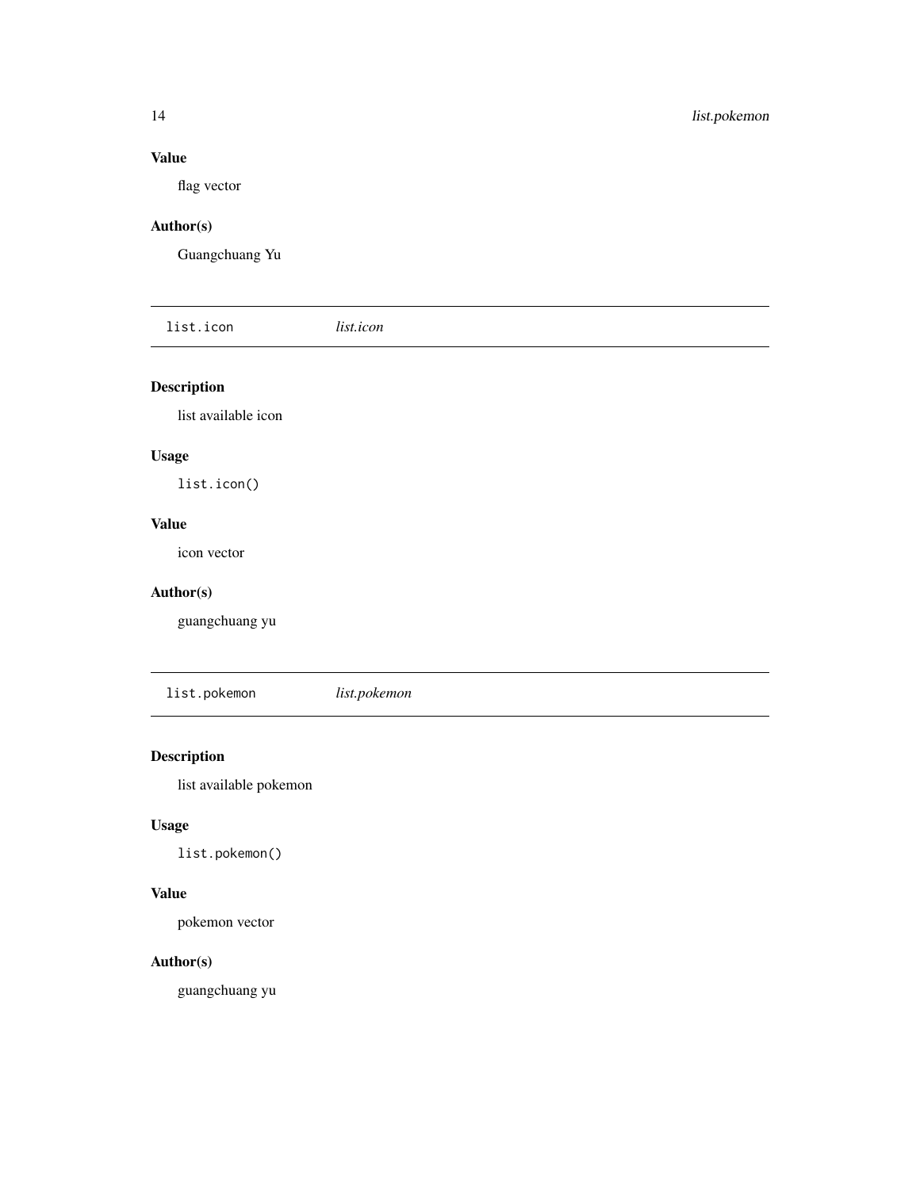### Value

flag vector

### Author(s)

Guangchuang Yu

---

## list.icon *list.icon*

---

### Description

list available icon

### Usage

```
list.icon()
```

### Value

icon vector

### Author(s)

guangchuang yu

---

## list.pokemon *list.pokemon*

---

### Description

list available pokemon

### Usage

```
list.pokemon()
```

### Value

pokemon vector

### Author(s)

guangchuang yu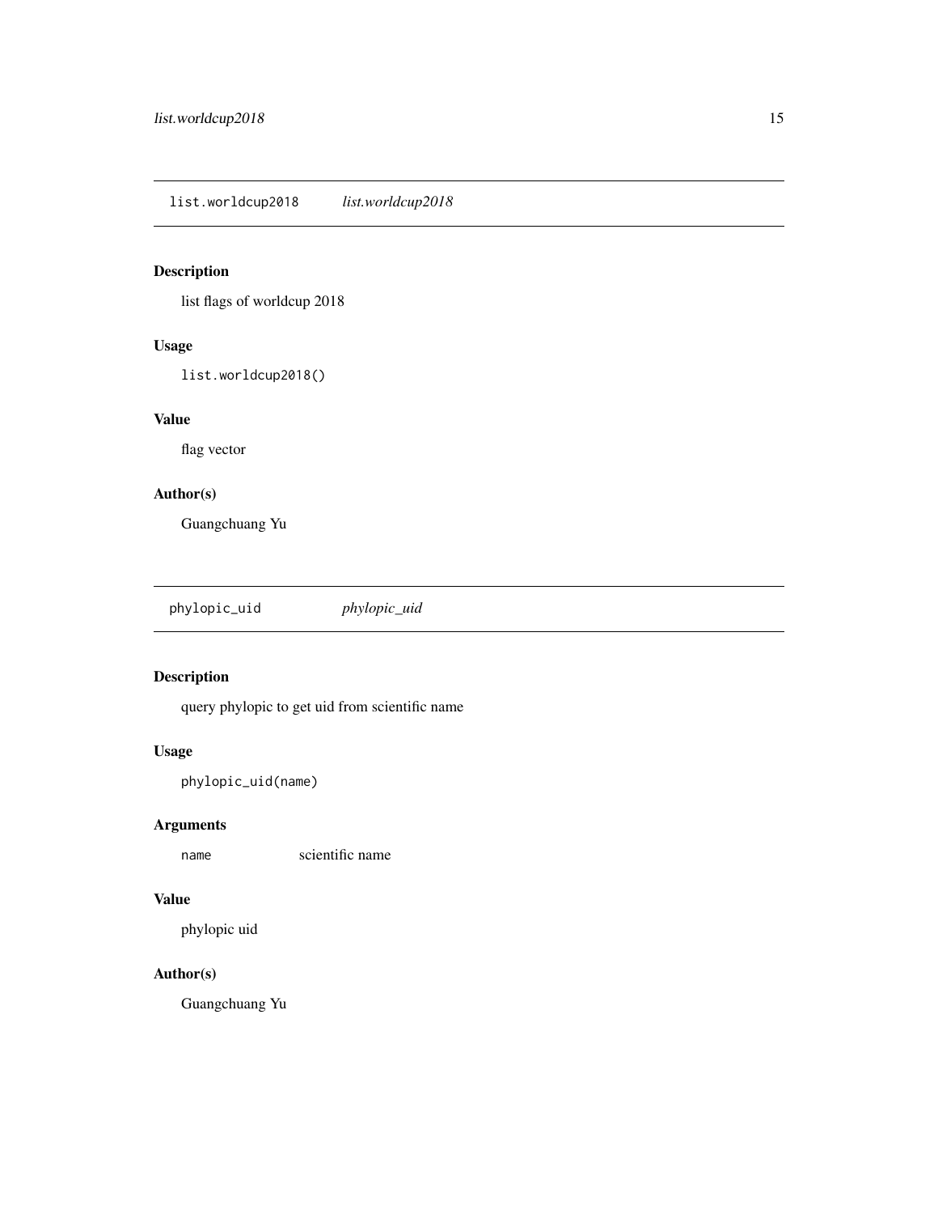## list.worldcup2018 *list.worldcup2018*

### Description

list flags of worldcup 2018

### Usage

```
list.worldcup2018()
```

### Value

flag vector

### Author(s)

Guangchuang Yu

## phylopic_uid *phylopic_uid*

### Description

query phylopic to get uid from scientific name

### Usage

```
phylopic_uid(name)
```

### Arguments

| | |
|---|---|
| name | scientific name |

### Value

phylopic uid

### Author(s)

Guangchuang Yu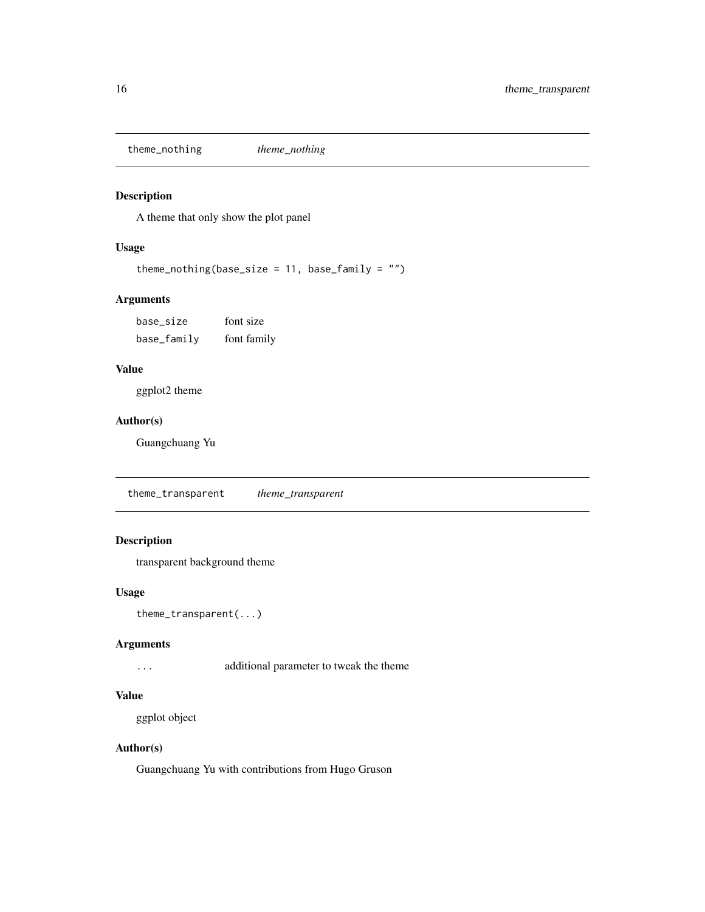## theme_nothing *theme_nothing*

### Description

A theme that only show the plot panel

### Usage

```
theme_nothing(base_size = 11, base_family = "")
```

### Arguments

| | |
|---|---|
| base_size | font size |
| base_family | font family |

### Value

ggplot2 theme

### Author(s)

Guangchuang Yu

## theme_transparent *theme_transparent*

### Description

transparent background theme

### Usage

```
theme_transparent(...)
```

### Arguments

| | |
|---|---|
| ... | additional parameter to tweak the theme |

### Value

ggplot object

### Author(s)

Guangchuang Yu with contributions from Hugo Gruson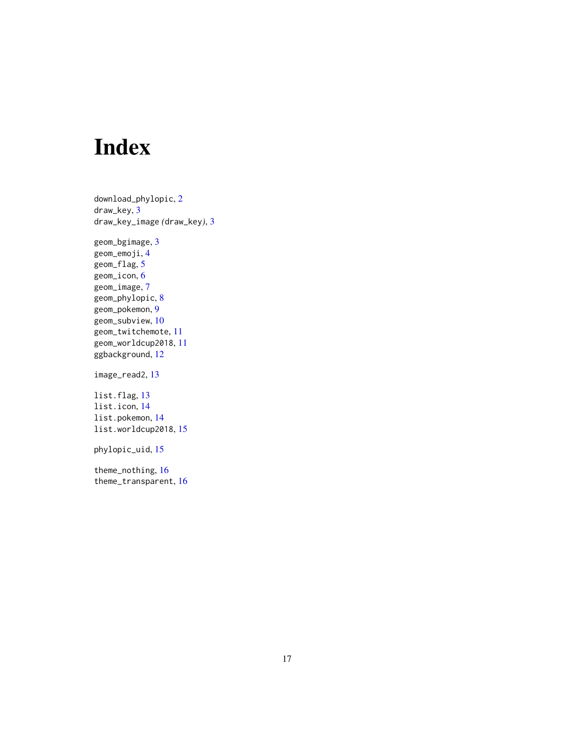# Index

download_phylopic, 2
draw_key, 3
draw_key_image (draw_key), 3

geom_bgimage, 3
geom_emoji, 4
geom_flag, 5
geom_icon, 6
geom_image, 7
geom_phylopic, 8
geom_pokemon, 9
geom_subview, 10
geom_twitchemote, 11
geom_worldcup2018, 11
ggbackground, 12

image_read2, 13

list.flag, 13
list.icon, 14
list.pokemon, 14
list.worldcup2018, 15

phylopic_uid, 15

theme_nothing, 16
theme_transparent, 16